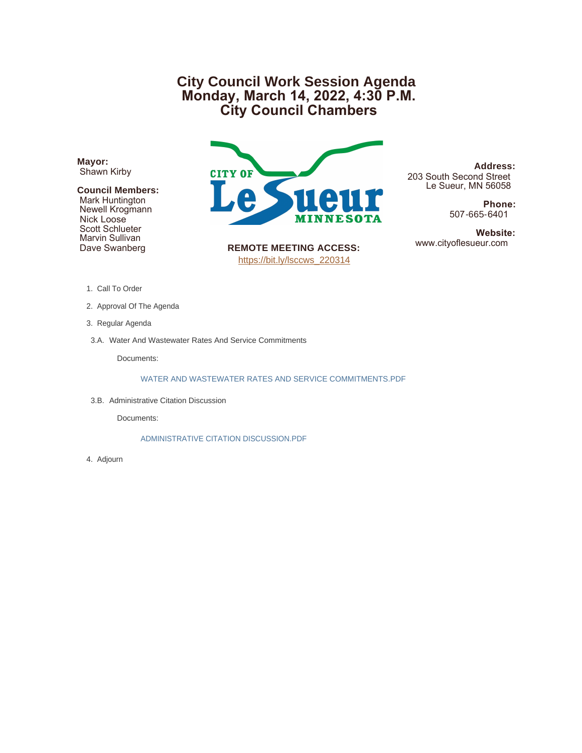# City Council Work Session Agenda
# Monday, March 14, 2022, 4:30 P.M.
# City Council Chambers

**Mayor:**
Shawn Kirby

**Council Members:**
Mark Huntington
Newell Krogmann
Nick Loose
Scott Schlueter
Marvin Sullivan
Dave Swanberg

CITY OF Le Sueur MINNESOTA

**REMOTE MEETING ACCESS:**
https://bit.ly/lsccws_220314

**Address:**
203 South Second Street
Le Sueur, MN 56058

**Phone:**
507-665-6401

**Website:**
www.cityoflesueur.com

1. Call To Order
2. Approval Of The Agenda
3. Regular Agenda

3.A. Water And Wastewater Rates And Service Commitments

Documents:

WATER AND WASTEWATER RATES AND SERVICE COMMITMENTS.PDF

3.B. Administrative Citation Discussion

Documents:

ADMINISTRATIVE CITATION DISCUSSION.PDF

4. Adjourn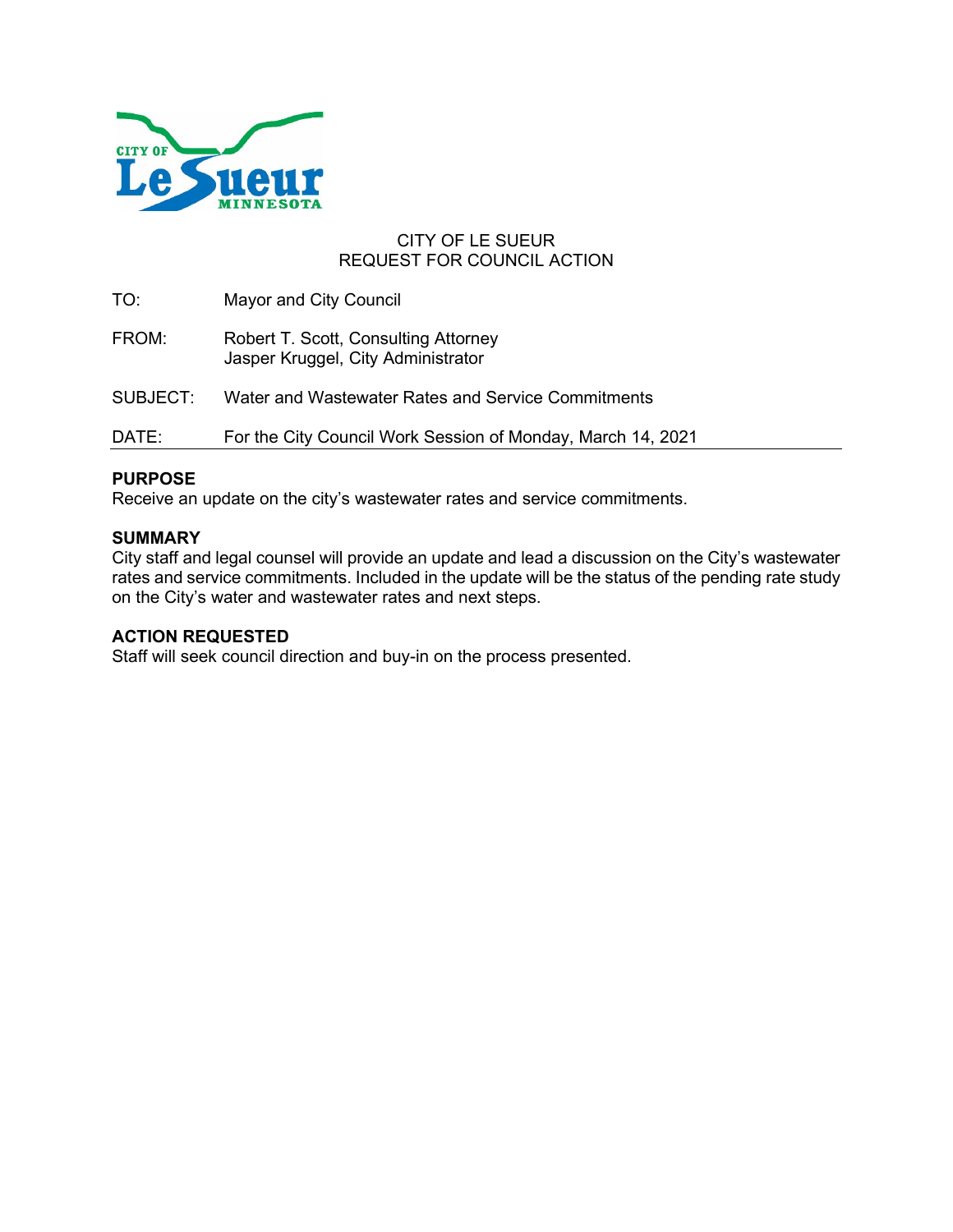CITY OF LE SUEUR
REQUEST FOR COUNCIL ACTION

TO: Mayor and City Council

FROM: Robert T. Scott, Consulting Attorney
Jasper Kruggel, City Administrator

SUBJECT: Water and Wastewater Rates and Service Commitments

DATE: For the City Council Work Session of Monday, March 14, 2021

**PURPOSE**
Receive an update on the city's wastewater rates and service commitments.

**SUMMARY**
City staff and legal counsel will provide an update and lead a discussion on the City's wastewater rates and service commitments. Included in the update will be the status of the pending rate study on the City's water and wastewater rates and next steps.

**ACTION REQUESTED**
Staff will seek council direction and buy-in on the process presented.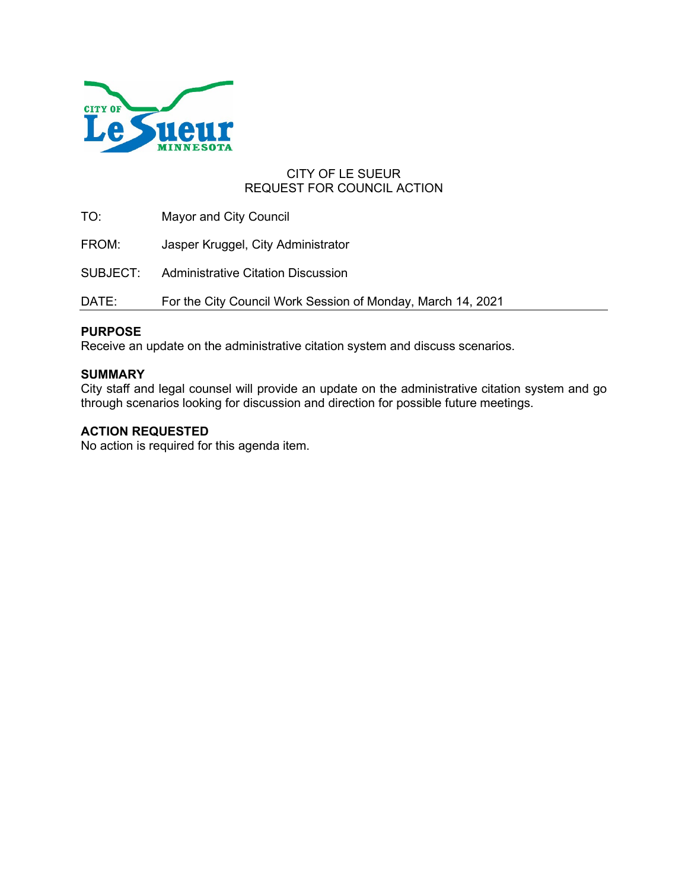CITY OF LE SUEUR
REQUEST FOR COUNCIL ACTION

TO: Mayor and City Council

FROM: Jasper Kruggel, City Administrator

SUBJECT: Administrative Citation Discussion

DATE: For the City Council Work Session of Monday, March 14, 2021

## PURPOSE

Receive an update on the administrative citation system and discuss scenarios.

## SUMMARY

City staff and legal counsel will provide an update on the administrative citation system and go through scenarios looking for discussion and direction for possible future meetings.

## ACTION REQUESTED

No action is required for this agenda item.